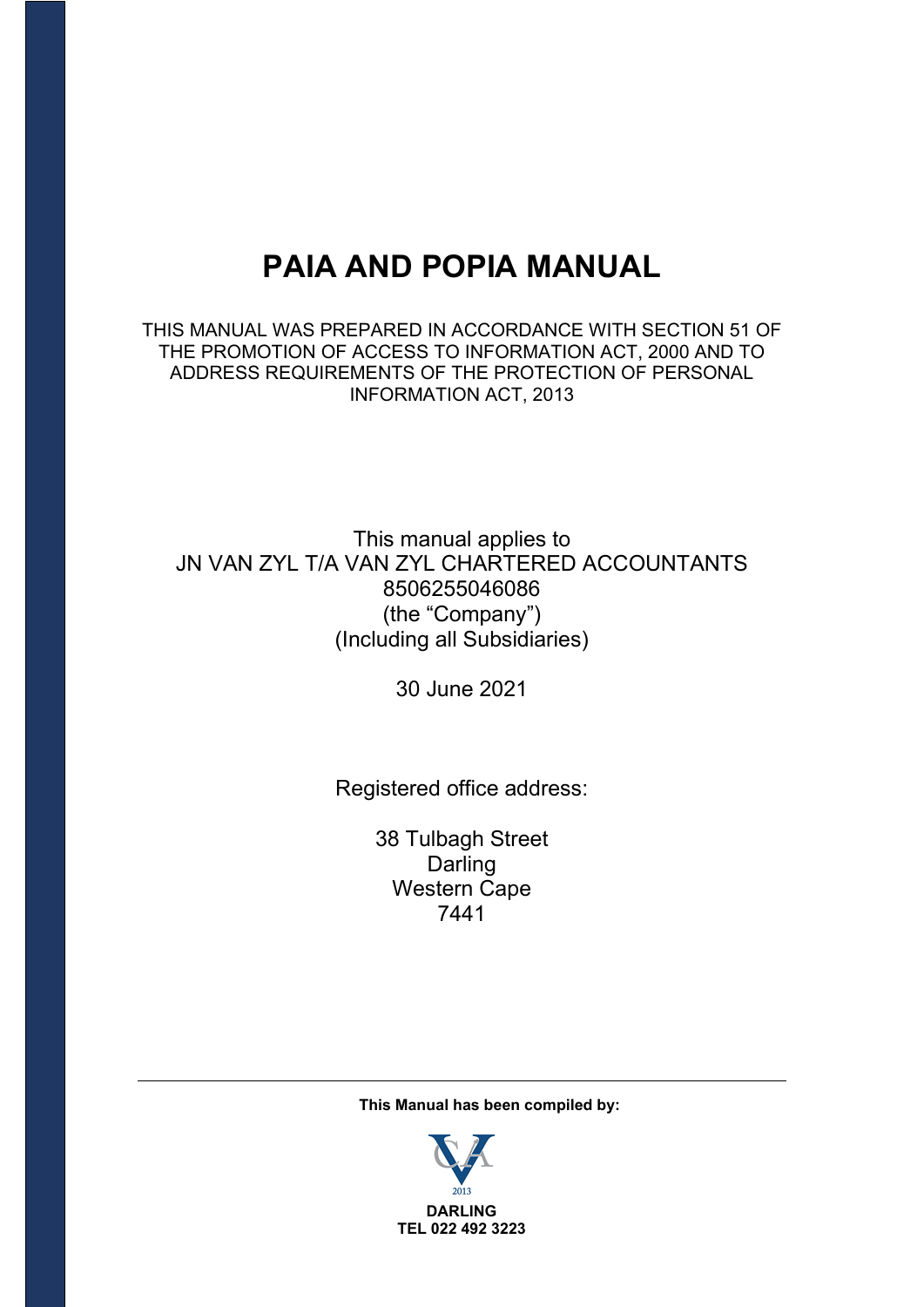# PAIA AND POPIA MANUAL

THIS MANUAL WAS PREPARED IN ACCORDANCE WITH SECTION 51 OF THE PROMOTION OF ACCESS TO INFORMATION ACT, 2000 AND TO ADDRESS REQUIREMENTS OF THE PROTECTION OF PERSONAL INFORMATION ACT, 2013

This manual applies to
JN VAN ZYL T/A VAN ZYL CHARTERED ACCOUNTANTS
8506255046086
(the "Company")
(Including all Subsidiaries)

30 June 2021

Registered office address:

38 Tulbagh Street
Darling
Western Cape
7441

---

**This Manual has been compiled by:**

2013

**DARLING**
**TEL 022 492 3223**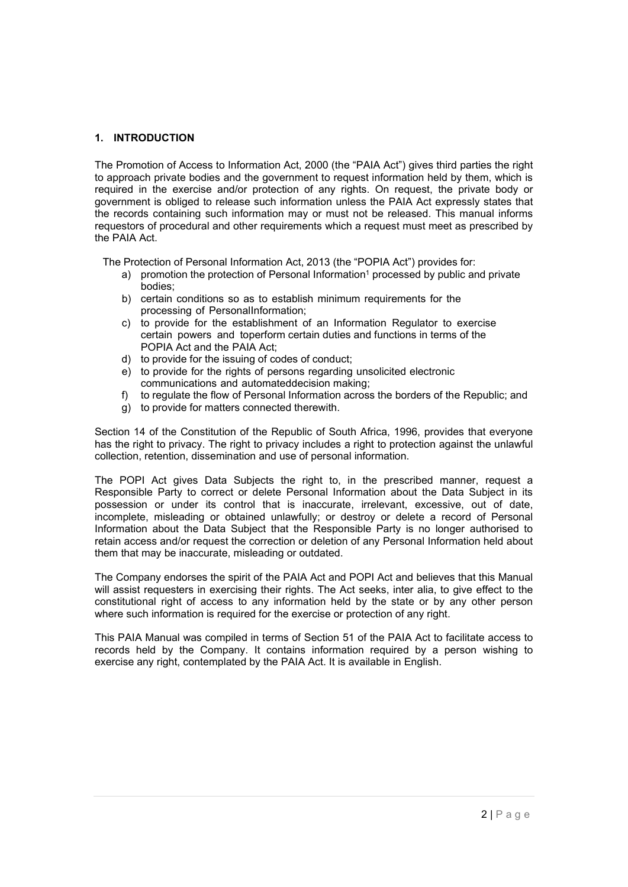## 1. INTRODUCTION

The Promotion of Access to Information Act, 2000 (the "PAIA Act") gives third parties the right to approach private bodies and the government to request information held by them, which is required in the exercise and/or protection of any rights. On request, the private body or government is obliged to release such information unless the PAIA Act expressly states that the records containing such information may or must not be released. This manual informs requestors of procedural and other requirements which a request must meet as prescribed by the PAIA Act.

The Protection of Personal Information Act, 2013 (the "POPIA Act") provides for:

a) promotion the protection of Personal Information[1] processed by public and private bodies;
b) certain conditions so as to establish minimum requirements for the processing of PersonalInformation;
c) to provide for the establishment of an Information Regulator to exercise certain powers and toperform certain duties and functions in terms of the POPIA Act and the PAIA Act;
d) to provide for the issuing of codes of conduct;
e) to provide for the rights of persons regarding unsolicited electronic communications and automateddecision making;
f) to regulate the flow of Personal Information across the borders of the Republic; and
g) to provide for matters connected therewith.

Section 14 of the Constitution of the Republic of South Africa, 1996, provides that everyone has the right to privacy. The right to privacy includes a right to protection against the unlawful collection, retention, dissemination and use of personal information.

The POPI Act gives Data Subjects the right to, in the prescribed manner, request a Responsible Party to correct or delete Personal Information about the Data Subject in its possession or under its control that is inaccurate, irrelevant, excessive, out of date, incomplete, misleading or obtained unlawfully; or destroy or delete a record of Personal Information about the Data Subject that the Responsible Party is no longer authorised to retain access and/or request the correction or deletion of any Personal Information held about them that may be inaccurate, misleading or outdated.

The Company endorses the spirit of the PAIA Act and POPI Act and believes that this Manual will assist requesters in exercising their rights. The Act seeks, inter alia, to give effect to the constitutional right of access to any information held by the state or by any other person where such information is required for the exercise or protection of any right.

This PAIA Manual was compiled in terms of Section 51 of the PAIA Act to facilitate access to records held by the Company. It contains information required by a person wishing to exercise any right, contemplated by the PAIA Act. It is available in English.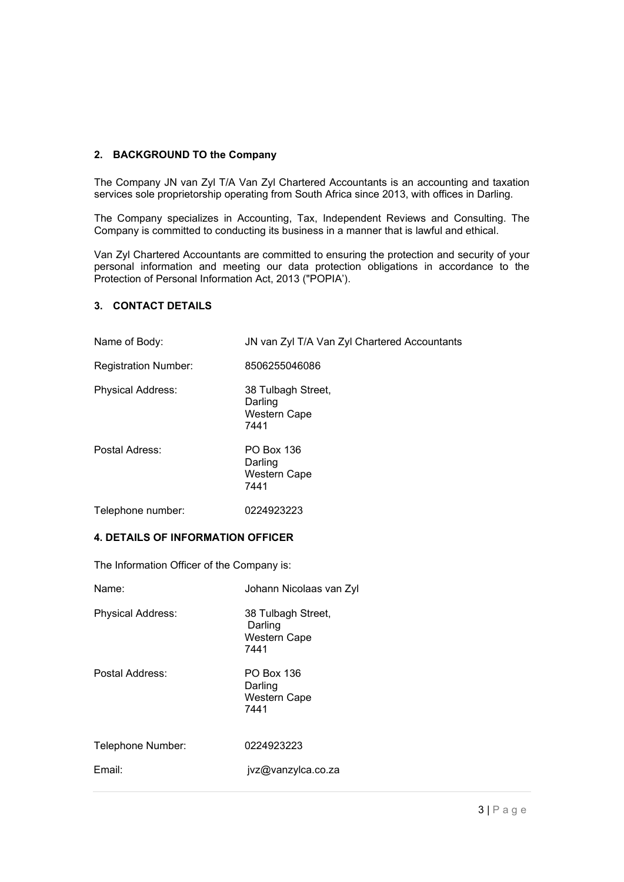## 2. BACKGROUND TO the Company

The Company JN van Zyl T/A Van Zyl Chartered Accountants is an accounting and taxation services sole proprietorship operating from South Africa since 2013, with offices in Darling.

The Company specializes in Accounting, Tax, Independent Reviews and Consulting. The Company is committed to conducting its business in a manner that is lawful and ethical.

Van Zyl Chartered Accountants are committed to ensuring the protection and security of your personal information and meeting our data protection obligations in accordance to the Protection of Personal Information Act, 2013 ("POPIA').

## 3. CONTACT DETAILS

| | |
|---|---|
| Name of Body: | JN van Zyl T/A Van Zyl Chartered Accountants |
| Registration Number: | 8506255046086 |
| Physical Address: | 38 Tulbagh Street,<br>Darling<br>Western Cape<br>7441 |
| Postal Adress: | PO Box 136<br>Darling<br>Western Cape<br>7441 |
| Telephone number: | 0224923223 |

## 4. DETAILS OF INFORMATION OFFICER

The Information Officer of the Company is:

| | |
|---|---|
| Name: | Johann Nicolaas van Zyl |
| Physical Address: | 38 Tulbagh Street,<br>Darling<br>Western Cape<br>7441 |
| Postal Address: | PO Box 136<br>Darling<br>Western Cape<br>7441 |
| Telephone Number: | 0224923223 |
| Email: | jvz@vanzylca.co.za |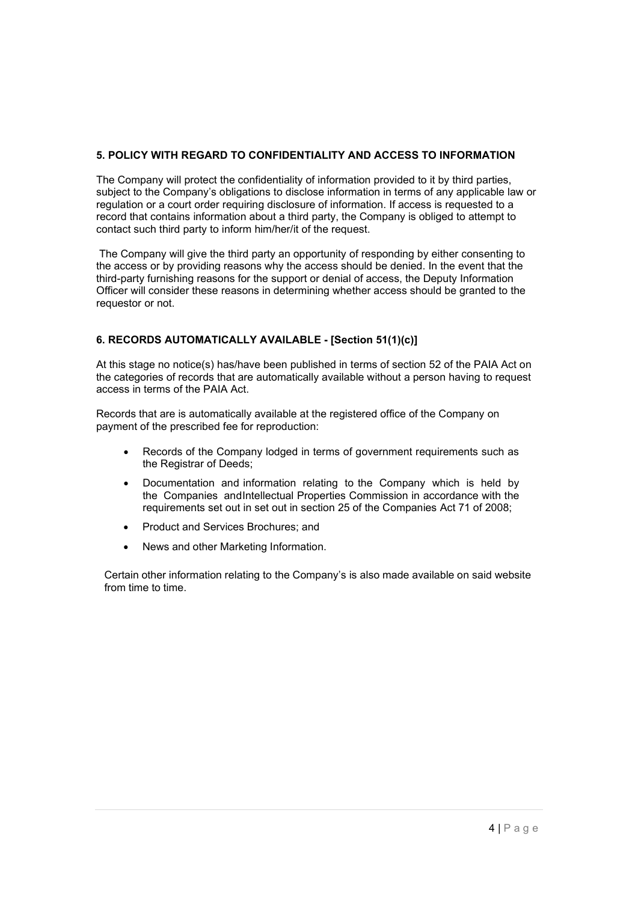## 5. POLICY WITH REGARD TO CONFIDENTIALITY AND ACCESS TO INFORMATION

The Company will protect the confidentiality of information provided to it by third parties, subject to the Company's obligations to disclose information in terms of any applicable law or regulation or a court order requiring disclosure of information. If access is requested to a record that contains information about a third party, the Company is obliged to attempt to contact such third party to inform him/her/it of the request.

The Company will give the third party an opportunity of responding by either consenting to the access or by providing reasons why the access should be denied. In the event that the third-party furnishing reasons for the support or denial of access, the Deputy Information Officer will consider these reasons in determining whether access should be granted to the requestor or not.

## 6. RECORDS AUTOMATICALLY AVAILABLE - [Section 51(1)(c)]

At this stage no notice(s) has/have been published in terms of section 52 of the PAIA Act on the categories of records that are automatically available without a person having to request access in terms of the PAIA Act.

Records that are is automatically available at the registered office of the Company on payment of the prescribed fee for reproduction:

- Records of the Company lodged in terms of government requirements such as the Registrar of Deeds;
- Documentation and information relating to the Company which is held by the Companies andIntellectual Properties Commission in accordance with the requirements set out in set out in section 25 of the Companies Act 71 of 2008;
- Product and Services Brochures; and
- News and other Marketing Information.

Certain other information relating to the Company's is also made available on said website from time to time.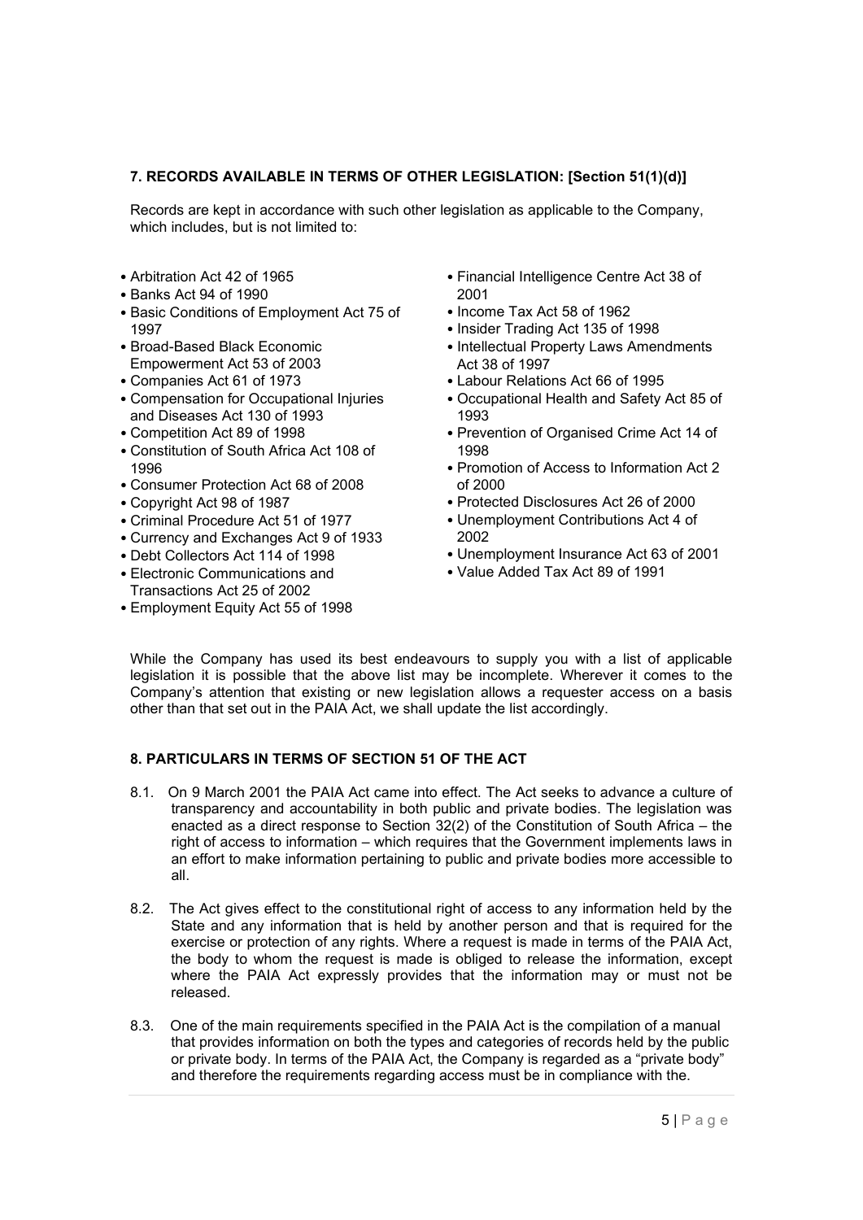## 7. RECORDS AVAILABLE IN TERMS OF OTHER LEGISLATION: [Section 51(1)(d)]

Records are kept in accordance with such other legislation as applicable to the Company, which includes, but is not limited to:

- Arbitration Act 42 of 1965
- Banks Act 94 of 1990
- Basic Conditions of Employment Act 75 of 1997
- Broad-Based Black Economic Empowerment Act 53 of 2003
- Companies Act 61 of 1973
- Compensation for Occupational Injuries and Diseases Act 130 of 1993
- Competition Act 89 of 1998
- Constitution of South Africa Act 108 of 1996
- Consumer Protection Act 68 of 2008
- Copyright Act 98 of 1987
- Criminal Procedure Act 51 of 1977
- Currency and Exchanges Act 9 of 1933
- Debt Collectors Act 114 of 1998
- Electronic Communications and Transactions Act 25 of 2002
- Employment Equity Act 55 of 1998
- Financial Intelligence Centre Act 38 of 2001
- Income Tax Act 58 of 1962
- Insider Trading Act 135 of 1998
- Intellectual Property Laws Amendments Act 38 of 1997
- Labour Relations Act 66 of 1995
- Occupational Health and Safety Act 85 of 1993
- Prevention of Organised Crime Act 14 of 1998
- Promotion of Access to Information Act 2 of 2000
- Protected Disclosures Act 26 of 2000
- Unemployment Contributions Act 4 of 2002
- Unemployment Insurance Act 63 of 2001
- Value Added Tax Act 89 of 1991

While the Company has used its best endeavours to supply you with a list of applicable legislation it is possible that the above list may be incomplete. Wherever it comes to the Company's attention that existing or new legislation allows a requester access on a basis other than that set out in the PAIA Act, we shall update the list accordingly.

## 8. PARTICULARS IN TERMS OF SECTION 51 OF THE ACT

8.1. On 9 March 2001 the PAIA Act came into effect. The Act seeks to advance a culture of transparency and accountability in both public and private bodies. The legislation was enacted as a direct response to Section 32(2) of the Constitution of South Africa – the right of access to information – which requires that the Government implements laws in an effort to make information pertaining to public and private bodies more accessible to all.

8.2. The Act gives effect to the constitutional right of access to any information held by the State and any information that is held by another person and that is required for the exercise or protection of any rights. Where a request is made in terms of the PAIA Act, the body to whom the request is made is obliged to release the information, except where the PAIA Act expressly provides that the information may or must not be released.

8.3. One of the main requirements specified in the PAIA Act is the compilation of a manual that provides information on both the types and categories of records held by the public or private body. In terms of the PAIA Act, the Company is regarded as a "private body" and therefore the requirements regarding access must be in compliance with the.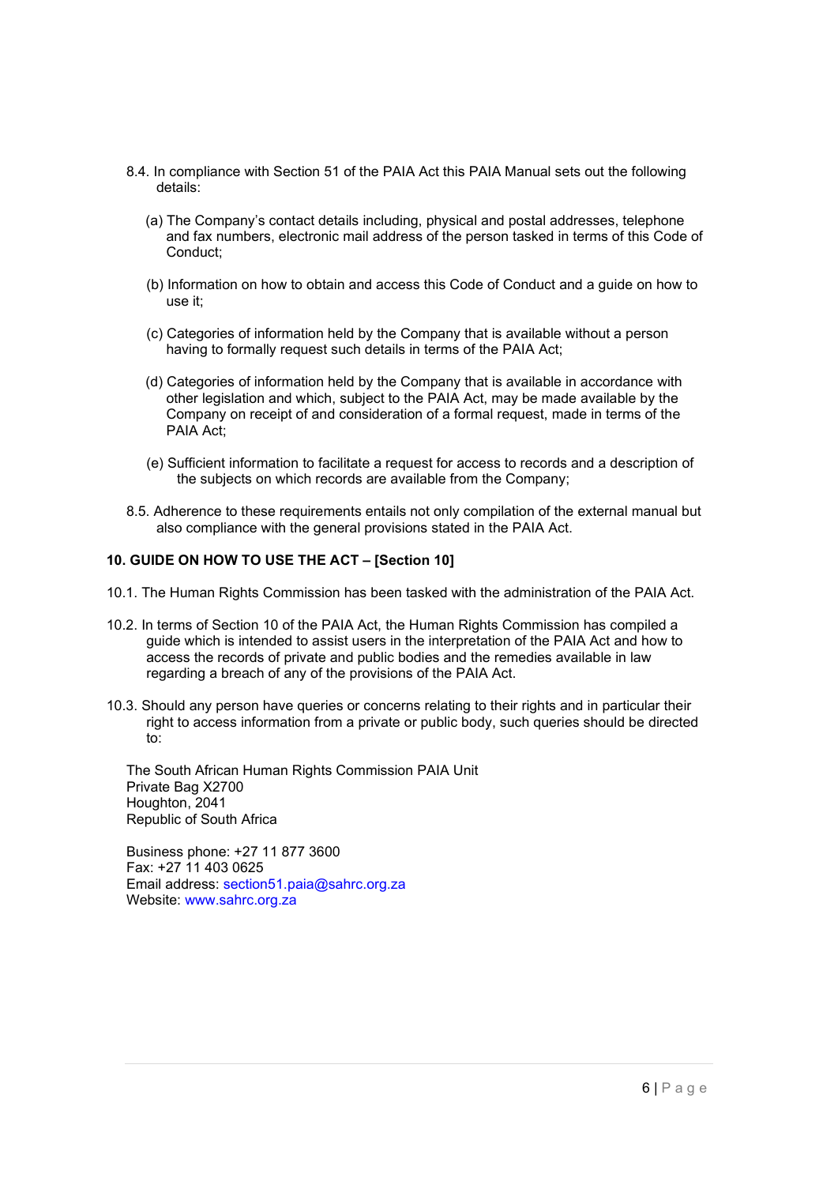8.4. In compliance with Section 51 of the PAIA Act this PAIA Manual sets out the following details:

(a) The Company's contact details including, physical and postal addresses, telephone and fax numbers, electronic mail address of the person tasked in terms of this Code of Conduct;

(b) Information on how to obtain and access this Code of Conduct and a guide on how to use it;

(c) Categories of information held by the Company that is available without a person having to formally request such details in terms of the PAIA Act;

(d) Categories of information held by the Company that is available in accordance with other legislation and which, subject to the PAIA Act, may be made available by the Company on receipt of and consideration of a formal request, made in terms of the PAIA Act;

(e) Sufficient information to facilitate a request for access to records and a description of the subjects on which records are available from the Company;

8.5. Adherence to these requirements entails not only compilation of the external manual but also compliance with the general provisions stated in the PAIA Act.

**10. GUIDE ON HOW TO USE THE ACT – [Section 10]**

10.1. The Human Rights Commission has been tasked with the administration of the PAIA Act.

10.2. In terms of Section 10 of the PAIA Act, the Human Rights Commission has compiled a guide which is intended to assist users in the interpretation of the PAIA Act and how to access the records of private and public bodies and the remedies available in law regarding a breach of any of the provisions of the PAIA Act.

10.3. Should any person have queries or concerns relating to their rights and in particular their right to access information from a private or public body, such queries should be directed to:

The South African Human Rights Commission PAIA Unit
Private Bag X2700
Houghton, 2041
Republic of South Africa

Business phone: +27 11 877 3600
Fax: +27 11 403 0625
Email address: section51.paia@sahrc.org.za
Website: www.sahrc.org.za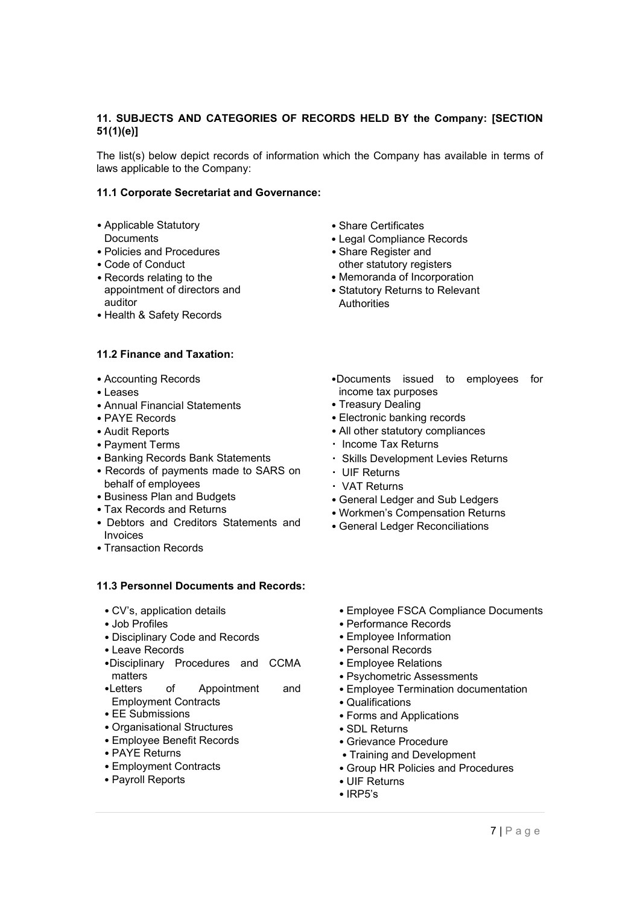### 11. SUBJECTS AND CATEGORIES OF RECORDS HELD BY the Company: [SECTION 51(1)(e)]

The list(s) below depict records of information which the Company has available in terms of laws applicable to the Company:

#### 11.1 Corporate Secretariat and Governance:

- Applicable Statutory Documents
- Policies and Procedures
- Code of Conduct
- Records relating to the appointment of directors and auditor
- Health & Safety Records
- Share Certificates
- Legal Compliance Records
- Share Register and other statutory registers
- Memoranda of Incorporation
- Statutory Returns to Relevant Authorities

#### 11.2 Finance and Taxation:

- Accounting Records
- Leases
- Annual Financial Statements
- PAYE Records
- Audit Reports
- Payment Terms
- Banking Records Bank Statements
- Records of payments made to SARS on behalf of employees
- Business Plan and Budgets
- Tax Records and Returns
- Debtors and Creditors Statements and Invoices
- Transaction Records
- Documents issued to employees for income tax purposes
- Treasury Dealing
- Electronic banking records
- All other statutory compliances
  - Income Tax Returns
  - Skills Development Levies Returns
  - UIF Returns
  - VAT Returns
- General Ledger and Sub Ledgers
- Workmen's Compensation Returns
- General Ledger Reconciliations

#### 11.3 Personnel Documents and Records:

- CV's, application details
- Job Profiles
- Disciplinary Code and Records
- Leave Records
- Disciplinary Procedures and CCMA matters
- Letters of Appointment and Employment Contracts
- EE Submissions
- Organisational Structures
- Employee Benefit Records
- PAYE Returns
- Employment Contracts
- Payroll Reports
- Employee FSCA Compliance Documents
- Performance Records
- Employee Information
- Personal Records
- Employee Relations
- Psychometric Assessments
- Employee Termination documentation
- Qualifications
- Forms and Applications
- SDL Returns
- Grievance Procedure
- Training and Development
- Group HR Policies and Procedures
- UIF Returns
- IRP5's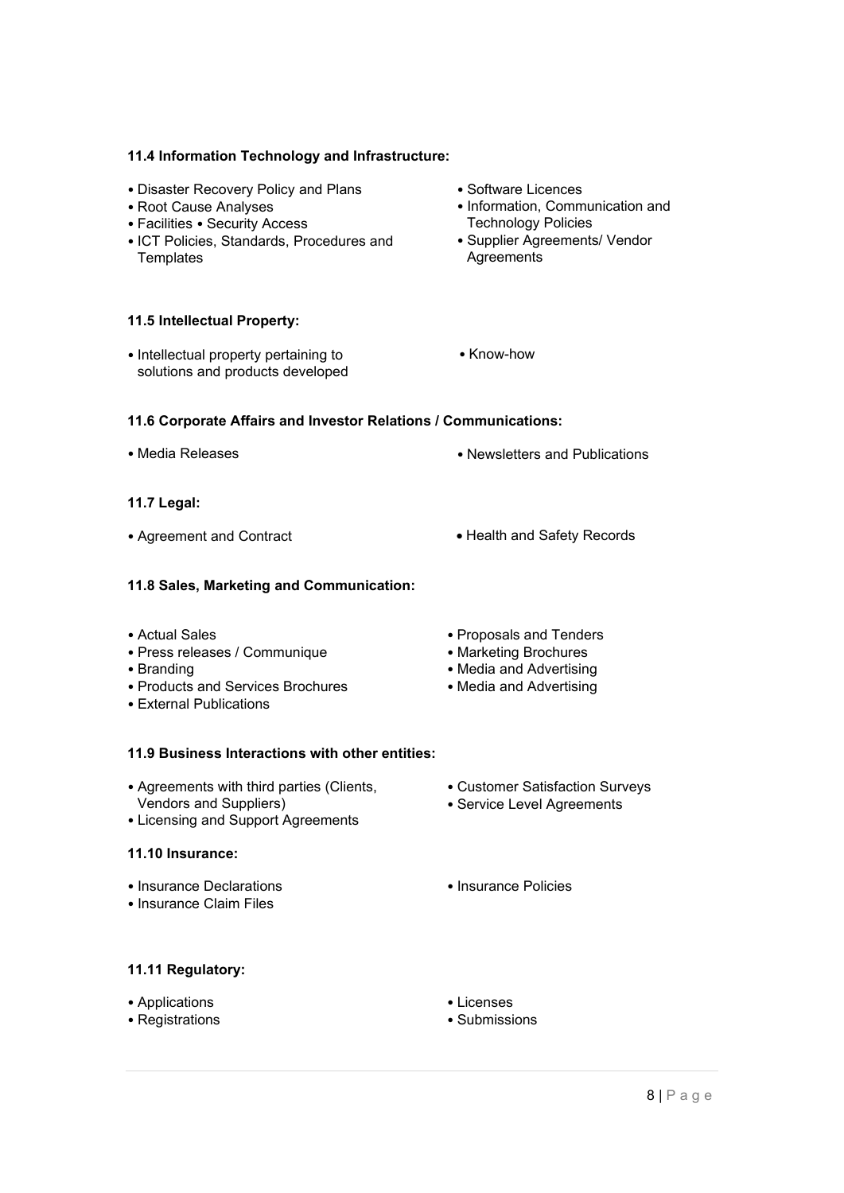### 11.4 Information Technology and Infrastructure:

- Disaster Recovery Policy and Plans
- Root Cause Analyses
- Facilities • Security Access
- ICT Policies, Standards, Procedures and Templates
- Software Licences
- Information, Communication and Technology Policies
- Supplier Agreements/ Vendor Agreements

### 11.5 Intellectual Property:

- Intellectual property pertaining to solutions and products developed
- Know-how

### 11.6 Corporate Affairs and Investor Relations / Communications:

- Media Releases
- Newsletters and Publications

### 11.7 Legal:

- Agreement and Contract
- Health and Safety Records

### 11.8 Sales, Marketing and Communication:

- Actual Sales
- Press releases / Communique
- Branding
- Products and Services Brochures
- External Publications
- Proposals and Tenders
- Marketing Brochures
- Media and Advertising
- Media and Advertising

### 11.9 Business Interactions with other entities:

- Agreements with third parties (Clients, Vendors and Suppliers)
- Licensing and Support Agreements
- Customer Satisfaction Surveys
- Service Level Agreements

### 11.10 Insurance:

- Insurance Declarations
- Insurance Claim Files
- Insurance Policies

### 11.11 Regulatory:

- Applications
- Registrations
- Licenses
- Submissions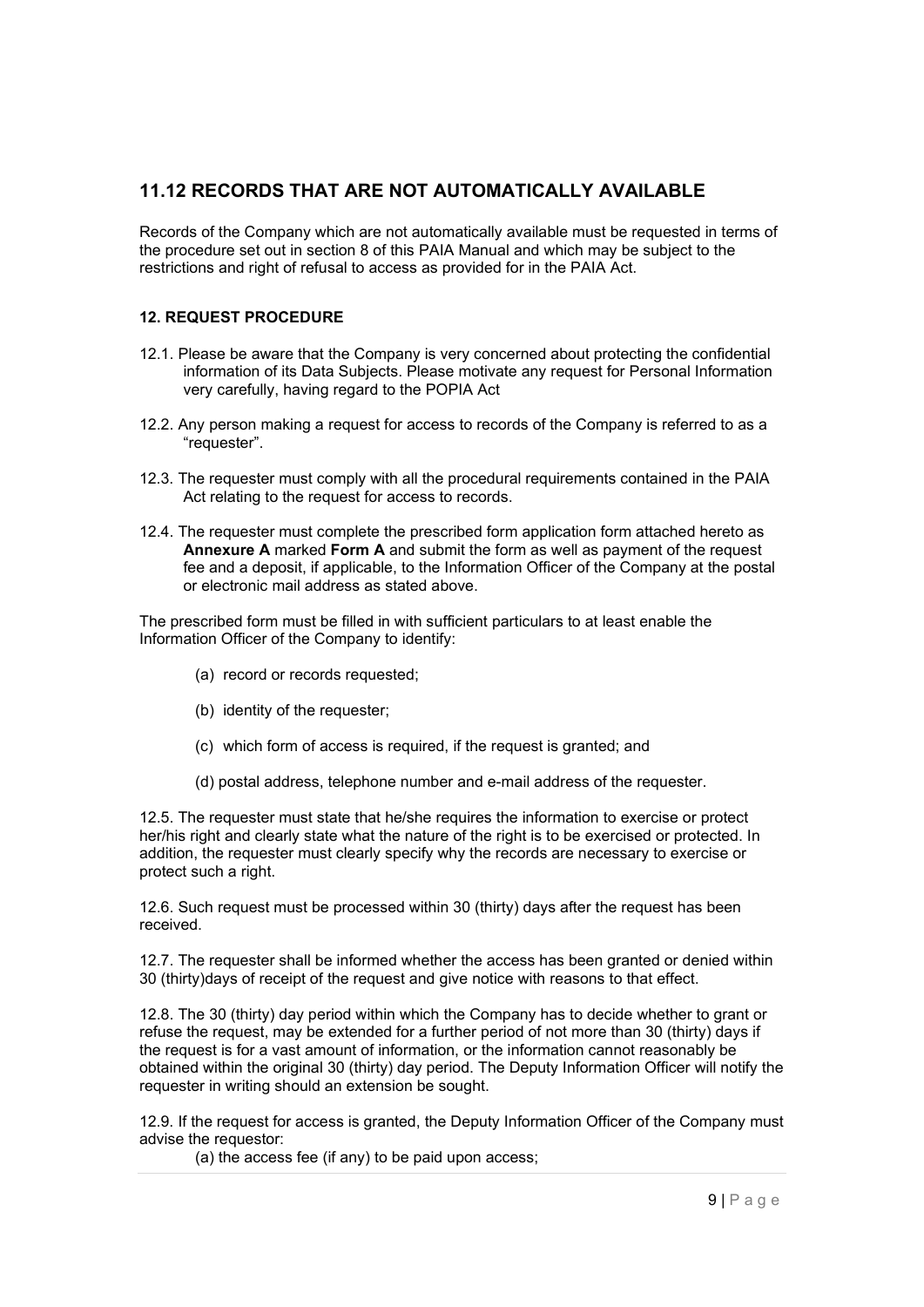## 11.12 RECORDS THAT ARE NOT AUTOMATICALLY AVAILABLE

Records of the Company which are not automatically available must be requested in terms of the procedure set out in section 8 of this PAIA Manual and which may be subject to the restrictions and right of refusal to access as provided for in the PAIA Act.

### 12. REQUEST PROCEDURE

12.1. Please be aware that the Company is very concerned about protecting the confidential information of its Data Subjects. Please motivate any request for Personal Information very carefully, having regard to the POPIA Act

12.2. Any person making a request for access to records of the Company is referred to as a "requester".

12.3. The requester must comply with all the procedural requirements contained in the PAIA Act relating to the request for access to records.

12.4. The requester must complete the prescribed form application form attached hereto as **Annexure A** marked **Form A** and submit the form as well as payment of the request fee and a deposit, if applicable, to the Information Officer of the Company at the postal or electronic mail address as stated above.

The prescribed form must be filled in with sufficient particulars to at least enable the Information Officer of the Company to identify:

(a) record or records requested;

(b) identity of the requester;

(c) which form of access is required, if the request is granted; and

(d) postal address, telephone number and e-mail address of the requester.

12.5. The requester must state that he/she requires the information to exercise or protect her/his right and clearly state what the nature of the right is to be exercised or protected. In addition, the requester must clearly specify why the records are necessary to exercise or protect such a right.

12.6. Such request must be processed within 30 (thirty) days after the request has been received.

12.7. The requester shall be informed whether the access has been granted or denied within 30 (thirty)days of receipt of the request and give notice with reasons to that effect.

12.8. The 30 (thirty) day period within which the Company has to decide whether to grant or refuse the request, may be extended for a further period of not more than 30 (thirty) days if the request is for a vast amount of information, or the information cannot reasonably be obtained within the original 30 (thirty) day period. The Deputy Information Officer will notify the requester in writing should an extension be sought.

12.9. If the request for access is granted, the Deputy Information Officer of the Company must advise the requestor:

(a) the access fee (if any) to be paid upon access;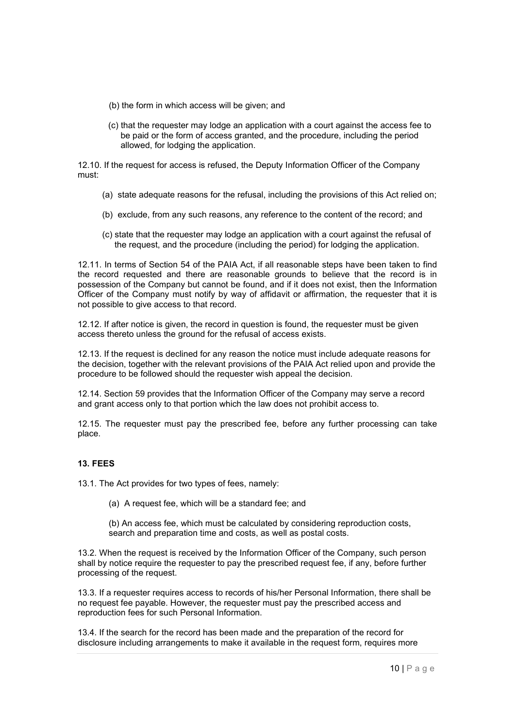(b) the form in which access will be given; and

(c) that the requester may lodge an application with a court against the access fee to be paid or the form of access granted, and the procedure, including the period allowed, for lodging the application.

12.10. If the request for access is refused, the Deputy Information Officer of the Company must:

(a) state adequate reasons for the refusal, including the provisions of this Act relied on;

(b) exclude, from any such reasons, any reference to the content of the record; and

(c) state that the requester may lodge an application with a court against the refusal of the request, and the procedure (including the period) for lodging the application.

12.11. In terms of Section 54 of the PAIA Act, if all reasonable steps have been taken to find the record requested and there are reasonable grounds to believe that the record is in possession of the Company but cannot be found, and if it does not exist, then the Information Officer of the Company must notify by way of affidavit or affirmation, the requester that it is not possible to give access to that record.

12.12. If after notice is given, the record in question is found, the requester must be given access thereto unless the ground for the refusal of access exists.

12.13. If the request is declined for any reason the notice must include adequate reasons for the decision, together with the relevant provisions of the PAIA Act relied upon and provide the procedure to be followed should the requester wish appeal the decision.

12.14. Section 59 provides that the Information Officer of the Company may serve a record and grant access only to that portion which the law does not prohibit access to.

12.15. The requester must pay the prescribed fee, before any further processing can take place.

**13. FEES**

13.1. The Act provides for two types of fees, namely:

(a) A request fee, which will be a standard fee; and

(b) An access fee, which must be calculated by considering reproduction costs, search and preparation time and costs, as well as postal costs.

13.2. When the request is received by the Information Officer of the Company, such person shall by notice require the requester to pay the prescribed request fee, if any, before further processing of the request.

13.3. If a requester requires access to records of his/her Personal Information, there shall be no request fee payable. However, the requester must pay the prescribed access and reproduction fees for such Personal Information.

13.4. If the search for the record has been made and the preparation of the record for disclosure including arrangements to make it available in the request form, requires more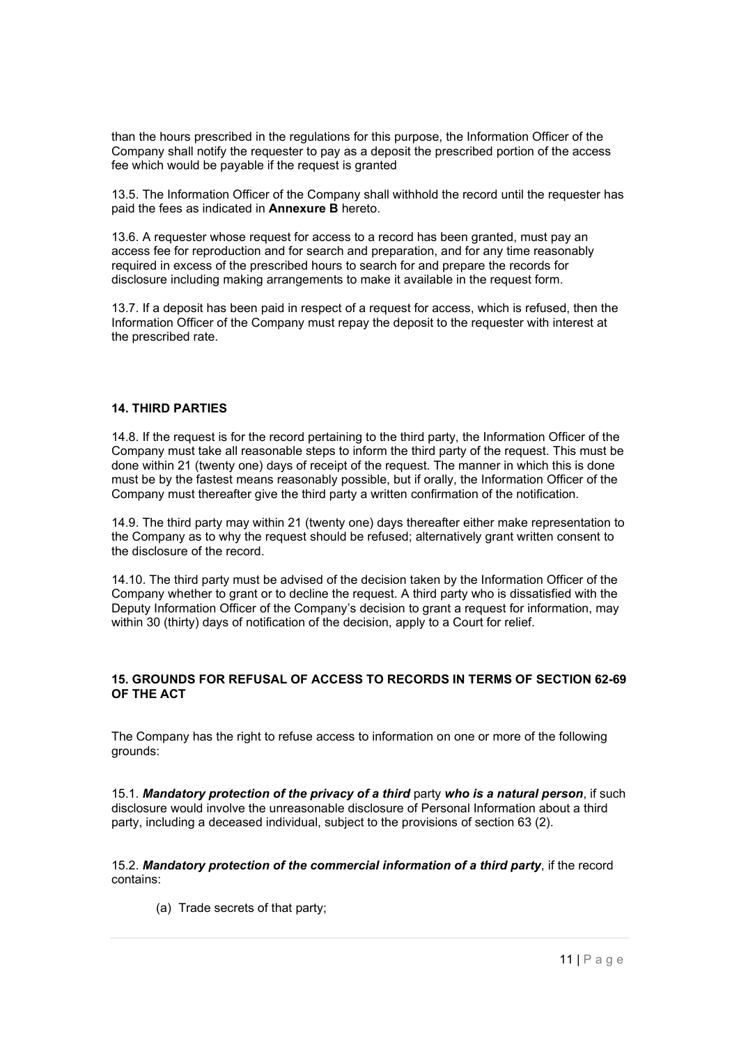than the hours prescribed in the regulations for this purpose, the Information Officer of the Company shall notify the requester to pay as a deposit the prescribed portion of the access fee which would be payable if the request is granted

13.5. The Information Officer of the Company shall withhold the record until the requester has paid the fees as indicated in **Annexure B** hereto.

13.6. A requester whose request for access to a record has been granted, must pay an access fee for reproduction and for search and preparation, and for any time reasonably required in excess of the prescribed hours to search for and prepare the records for disclosure including making arrangements to make it available in the request form.

13.7. If a deposit has been paid in respect of a request for access, which is refused, then the Information Officer of the Company must repay the deposit to the requester with interest at the prescribed rate.

## 14. THIRD PARTIES

14.8. If the request is for the record pertaining to the third party, the Information Officer of the Company must take all reasonable steps to inform the third party of the request. This must be done within 21 (twenty one) days of receipt of the request. The manner in which this is done must be by the fastest means reasonably possible, but if orally, the Information Officer of the Company must thereafter give the third party a written confirmation of the notification.

14.9. The third party may within 21 (twenty one) days thereafter either make representation to the Company as to why the request should be refused; alternatively grant written consent to the disclosure of the record.

14.10. The third party must be advised of the decision taken by the Information Officer of the Company whether to grant or to decline the request. A third party who is dissatisfied with the Deputy Information Officer of the Company's decision to grant a request for information, may within 30 (thirty) days of notification of the decision, apply to a Court for relief.

## 15. GROUNDS FOR REFUSAL OF ACCESS TO RECORDS IN TERMS OF SECTION 62-69 OF THE ACT

The Company has the right to refuse access to information on one or more of the following grounds:

15.1. ***Mandatory protection of the privacy of a third*** party ***who is a natural person***, if such disclosure would involve the unreasonable disclosure of Personal Information about a third party, including a deceased individual, subject to the provisions of section 63 (2).

15.2. ***Mandatory protection of the commercial information of a third party***, if the record contains:

(a) Trade secrets of that party;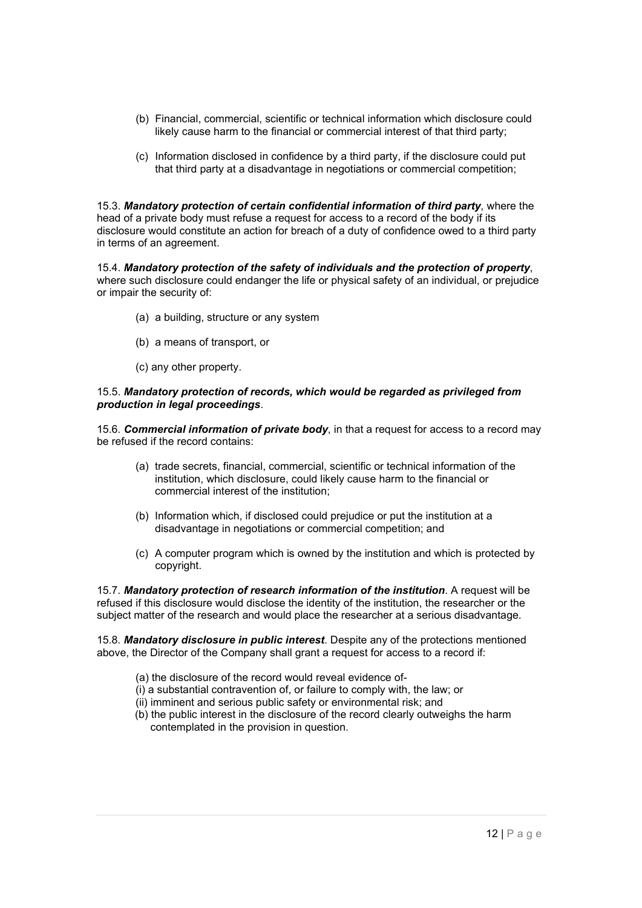(b) Financial, commercial, scientific or technical information which disclosure could likely cause harm to the financial or commercial interest of that third party;

(c) Information disclosed in confidence by a third party, if the disclosure could put that third party at a disadvantage in negotiations or commercial competition;

15.3. ***Mandatory protection of certain confidential information of third party***, where the head of a private body must refuse a request for access to a record of the body if its disclosure would constitute an action for breach of a duty of confidence owed to a third party in terms of an agreement.

15.4. ***Mandatory protection of the safety of individuals and the protection of property***, where such disclosure could endanger the life or physical safety of an individual, or prejudice or impair the security of:

(a) a building, structure or any system

(b) a means of transport, or

(c) any other property.

15.5. ***Mandatory protection of records, which would be regarded as privileged from production in legal proceedings***.

15.6. ***Commercial information of private body***, in that a request for access to a record may be refused if the record contains:

(a) trade secrets, financial, commercial, scientific or technical information of the institution, which disclosure, could likely cause harm to the financial or commercial interest of the institution;

(b) Information which, if disclosed could prejudice or put the institution at a disadvantage in negotiations or commercial competition; and

(c) A computer program which is owned by the institution and which is protected by copyright.

15.7. ***Mandatory protection of research information of the institution***. A request will be refused if this disclosure would disclose the identity of the institution, the researcher or the subject matter of the research and would place the researcher at a serious disadvantage.

15.8. ***Mandatory disclosure in public interest***. Despite any of the protections mentioned above, the Director of the Company shall grant a request for access to a record if:

(a) the disclosure of the record would reveal evidence of-
(i) a substantial contravention of, or failure to comply with, the law; or
(ii) imminent and serious public safety or environmental risk; and
(b) the public interest in the disclosure of the record clearly outweighs the harm contemplated in the provision in question.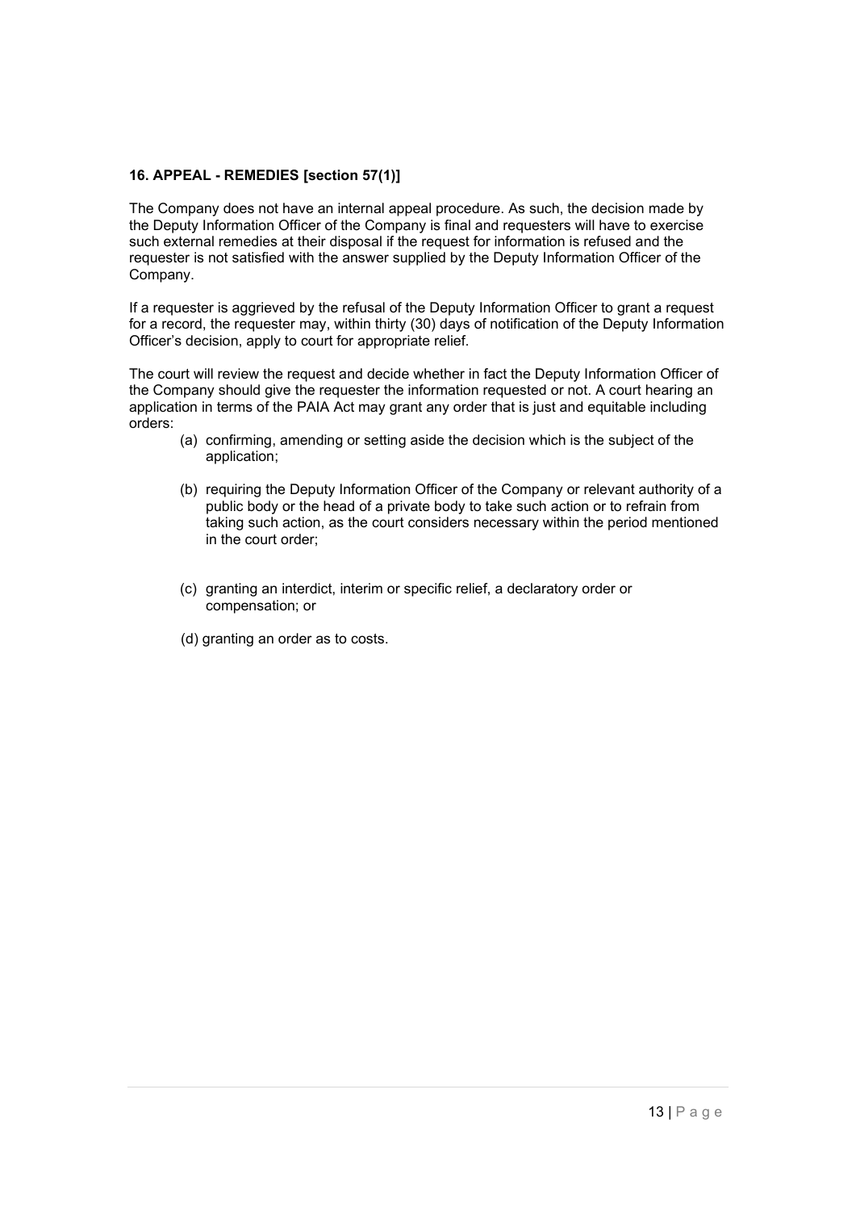## 16. APPEAL - REMEDIES [section 57(1)]

The Company does not have an internal appeal procedure. As such, the decision made by the Deputy Information Officer of the Company is final and requesters will have to exercise such external remedies at their disposal if the request for information is refused and the requester is not satisfied with the answer supplied by the Deputy Information Officer of the Company.

If a requester is aggrieved by the refusal of the Deputy Information Officer to grant a request for a record, the requester may, within thirty (30) days of notification of the Deputy Information Officer's decision, apply to court for appropriate relief.

The court will review the request and decide whether in fact the Deputy Information Officer of the Company should give the requester the information requested or not. A court hearing an application in terms of the PAIA Act may grant any order that is just and equitable including orders:

(a) confirming, amending or setting aside the decision which is the subject of the application;

(b) requiring the Deputy Information Officer of the Company or relevant authority of a public body or the head of a private body to take such action or to refrain from taking such action, as the court considers necessary within the period mentioned in the court order;

(c) granting an interdict, interim or specific relief, a declaratory order or compensation; or

(d) granting an order as to costs.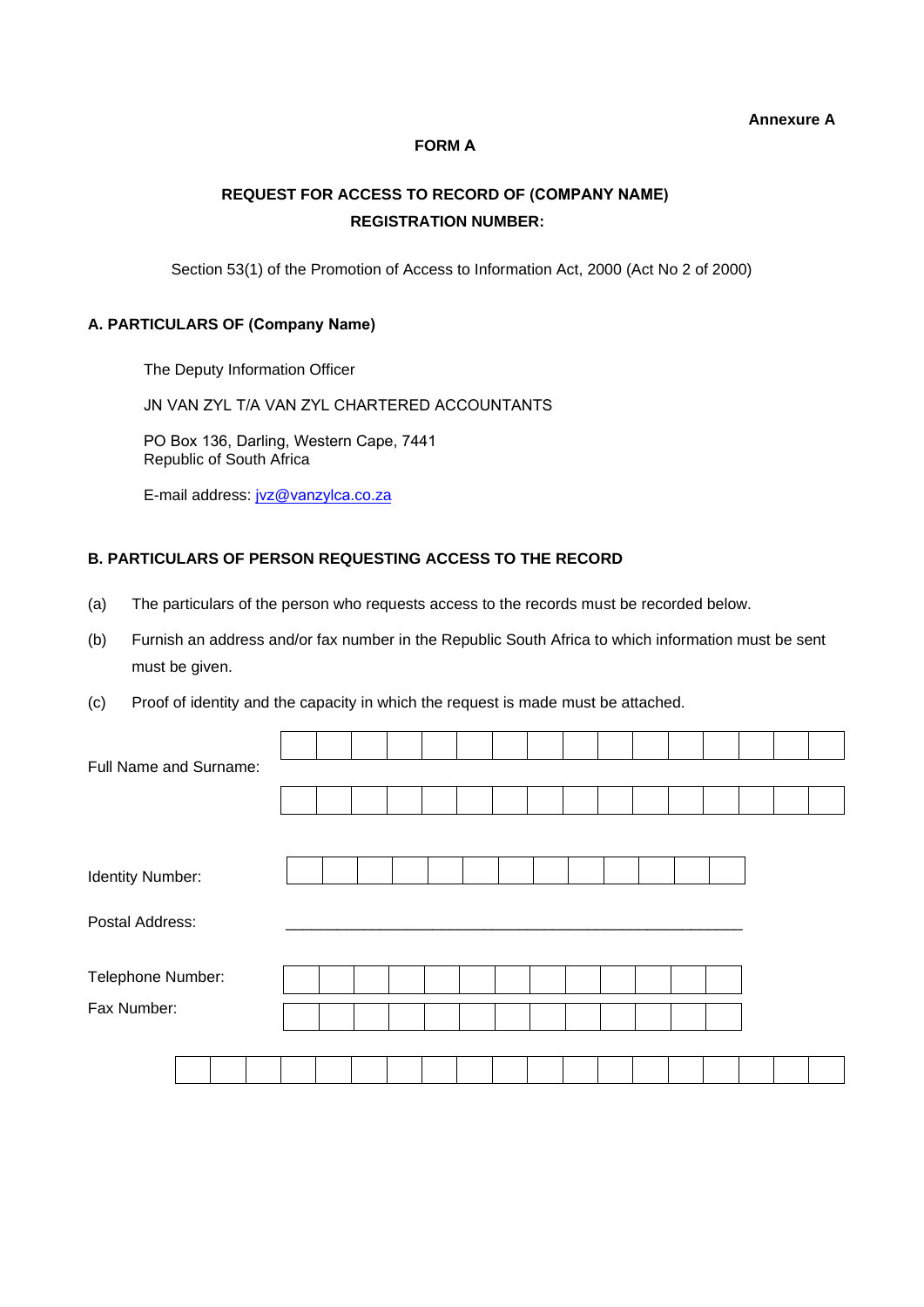**Annexure A**

**FORM A**

**REQUEST FOR ACCESS TO RECORD OF (COMPANY NAME)**
**REGISTRATION NUMBER:**

Section 53(1) of the Promotion of Access to Information Act, 2000 (Act No 2 of 2000)

### A. PARTICULARS OF (Company Name)

The Deputy Information Officer

JN VAN ZYL T/A VAN ZYL CHARTERED ACCOUNTANTS

PO Box 136, Darling, Western Cape, 7441
Republic of South Africa

E-mail address: jvz@vanzylca.co.za

### B. PARTICULARS OF PERSON REQUESTING ACCESS TO THE RECORD

(a) The particulars of the person who requests access to the records must be recorded below.

(b) Furnish an address and/or fax number in the Republic South Africa to which information must be sent must be given.

(c) Proof of identity and the capacity in which the request is made must be attached.

Full Name and Surname: ______________________________

______________________________

Identity Number: ______________________________

Postal Address: ______________________________

Telephone Number: ______________________________

Fax Number: ______________________________

______________________________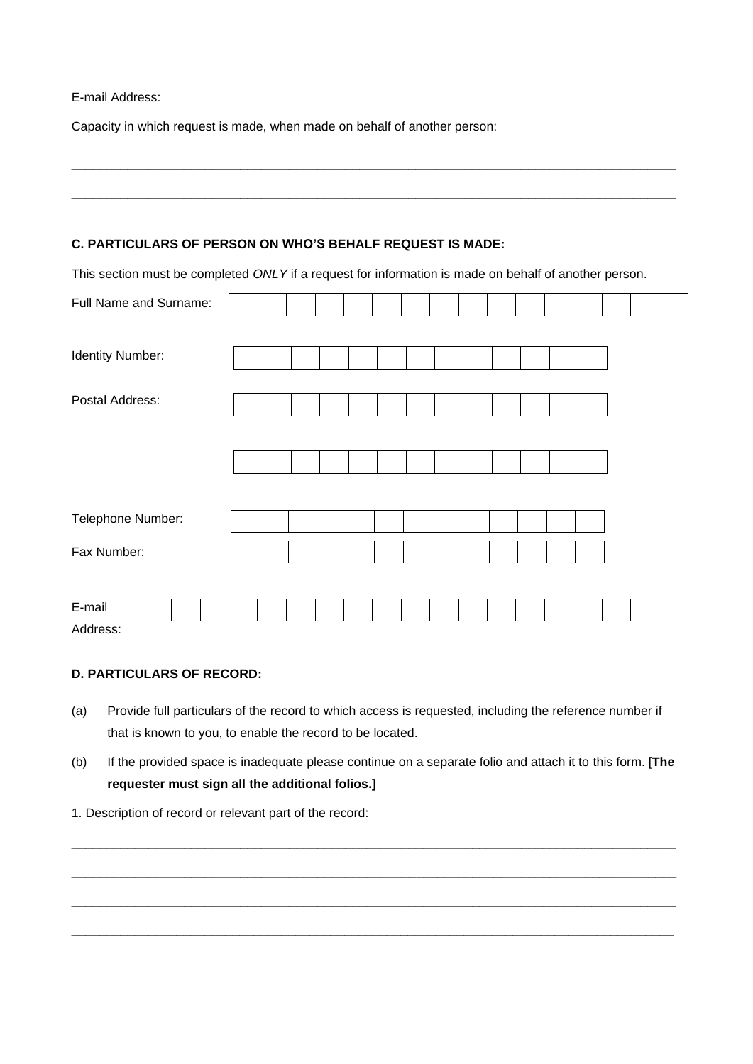E-mail Address:

Capacity in which request is made, when made on behalf of another person:

\_\_\_\_\_\_\_\_\_\_\_\_\_\_\_\_\_\_\_\_\_\_\_\_\_\_\_\_\_\_\_\_\_\_\_\_\_\_\_\_\_\_\_\_\_\_\_\_\_\_\_\_\_\_\_\_\_\_\_\_\_\_\_\_\_\_\_\_\_\_\_\_\_\_\_\_\_\_\_\_\_\_\_\_\_\_

\_\_\_\_\_\_\_\_\_\_\_\_\_\_\_\_\_\_\_\_\_\_\_\_\_\_\_\_\_\_\_\_\_\_\_\_\_\_\_\_\_\_\_\_\_\_\_\_\_\_\_\_\_\_\_\_\_\_\_\_\_\_\_\_\_\_\_\_\_\_\_\_\_\_\_\_\_\_\_\_\_\_\_\_\_\_

**C. PARTICULARS OF PERSON ON WHO'S BEHALF REQUEST IS MADE:**

This section must be completed *ONLY* if a request for information is made on behalf of another person.

Full Name and Surname:

Identity Number:

Postal Address:

Telephone Number:

Fax Number:

E-mail Address:

**D. PARTICULARS OF RECORD:**

(a) Provide full particulars of the record to which access is requested, including the reference number if that is known to you, to enable the record to be located.

(b) If the provided space is inadequate please continue on a separate folio and attach it to this form. [**The requester must sign all the additional folios.]**

1. Description of record or relevant part of the record:

\_\_\_\_\_\_\_\_\_\_\_\_\_\_\_\_\_\_\_\_\_\_\_\_\_\_\_\_\_\_\_\_\_\_\_\_\_\_\_\_\_\_\_\_\_\_\_\_\_\_\_\_\_\_\_\_\_\_\_\_\_\_\_\_\_\_\_\_\_\_\_\_\_\_\_\_\_\_\_\_\_\_\_\_\_\_

\_\_\_\_\_\_\_\_\_\_\_\_\_\_\_\_\_\_\_\_\_\_\_\_\_\_\_\_\_\_\_\_\_\_\_\_\_\_\_\_\_\_\_\_\_\_\_\_\_\_\_\_\_\_\_\_\_\_\_\_\_\_\_\_\_\_\_\_\_\_\_\_\_\_\_\_\_\_\_\_\_\_\_\_\_\_

\_\_\_\_\_\_\_\_\_\_\_\_\_\_\_\_\_\_\_\_\_\_\_\_\_\_\_\_\_\_\_\_\_\_\_\_\_\_\_\_\_\_\_\_\_\_\_\_\_\_\_\_\_\_\_\_\_\_\_\_\_\_\_\_\_\_\_\_\_\_\_\_\_\_\_\_\_\_\_\_\_\_\_\_\_\_

\_\_\_\_\_\_\_\_\_\_\_\_\_\_\_\_\_\_\_\_\_\_\_\_\_\_\_\_\_\_\_\_\_\_\_\_\_\_\_\_\_\_\_\_\_\_\_\_\_\_\_\_\_\_\_\_\_\_\_\_\_\_\_\_\_\_\_\_\_\_\_\_\_\_\_\_\_\_\_\_\_\_\_\_\_\_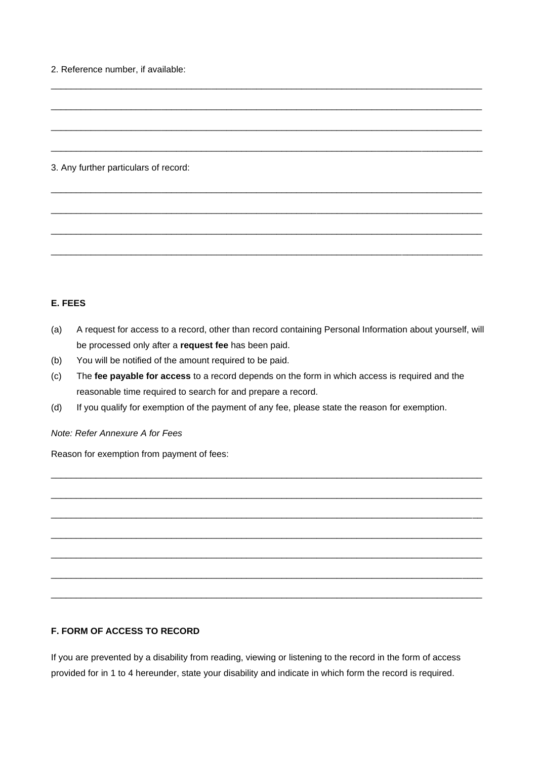2. Reference number, if available:

_______________________________________________________________________________________

_______________________________________________________________________________________

_______________________________________________________________________________________

_______________________________________________________________________________________

3. Any further particulars of record:

_______________________________________________________________________________________

_______________________________________________________________________________________

_______________________________________________________________________________________

_______________________________________________________________________________________

**E. FEES**

(a) A request for access to a record, other than record containing Personal Information about yourself, will be processed only after a **request fee** has been paid.

(b) You will be notified of the amount required to be paid.

(c) The **fee payable for access** to a record depends on the form in which access is required and the reasonable time required to search for and prepare a record.

(d) If you qualify for exemption of the payment of any fee, please state the reason for exemption.

*Note: Refer Annexure A for Fees*

Reason for exemption from payment of fees:

_______________________________________________________________________________________

_______________________________________________________________________________________

_______________________________________________________________________________________

_______________________________________________________________________________________

_______________________________________________________________________________________

_______________________________________________________________________________________

_______________________________________________________________________________________

**F. FORM OF ACCESS TO RECORD**

If you are prevented by a disability from reading, viewing or listening to the record in the form of access provided for in 1 to 4 hereunder, state your disability and indicate in which form the record is required.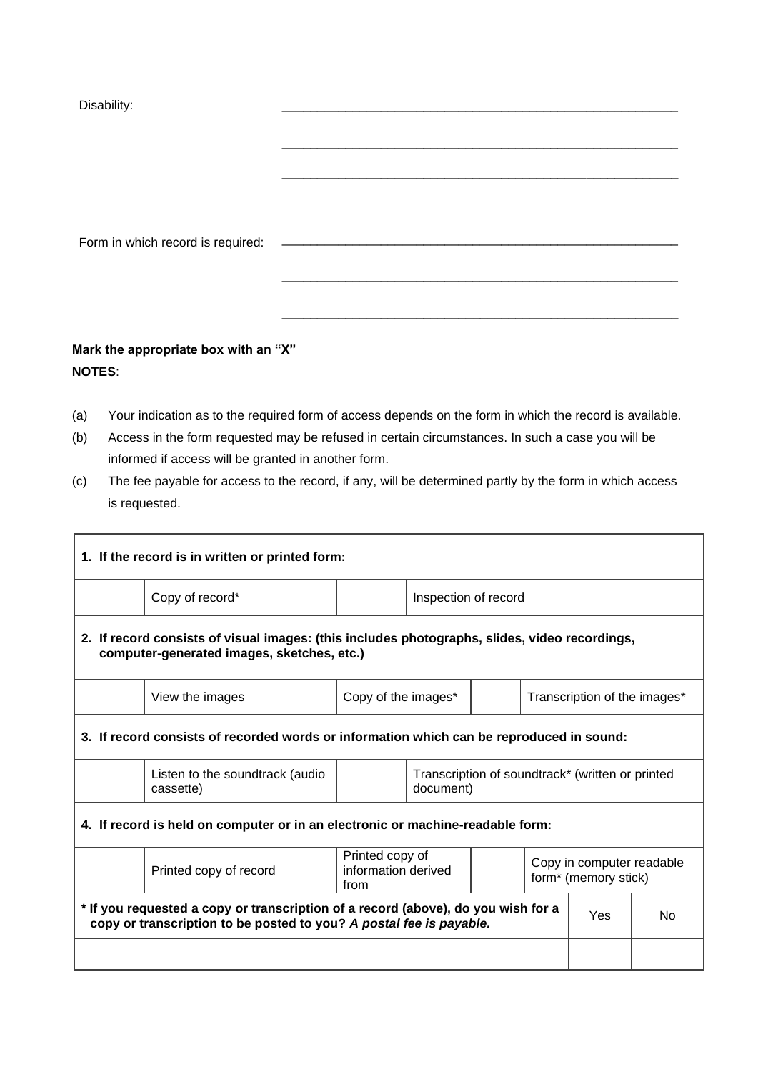Disability: \_\_\_\_\_\_\_\_\_\_\_\_\_\_\_\_\_\_\_\_\_\_\_\_\_\_\_\_\_\_\_\_\_\_\_\_\_\_\_\_\_\_\_\_\_\_\_\_

\_\_\_\_\_\_\_\_\_\_\_\_\_\_\_\_\_\_\_\_\_\_\_\_\_\_\_\_\_\_\_\_\_\_\_\_\_\_\_\_\_\_\_\_\_\_\_\_

\_\_\_\_\_\_\_\_\_\_\_\_\_\_\_\_\_\_\_\_\_\_\_\_\_\_\_\_\_\_\_\_\_\_\_\_\_\_\_\_\_\_\_\_\_\_\_\_

Form in which record is required: \_\_\_\_\_\_\_\_\_\_\_\_\_\_\_\_\_\_\_\_\_\_\_\_\_\_\_\_\_\_\_\_\_\_\_\_\_\_\_\_\_\_\_\_\_\_\_\_

\_\_\_\_\_\_\_\_\_\_\_\_\_\_\_\_\_\_\_\_\_\_\_\_\_\_\_\_\_\_\_\_\_\_\_\_\_\_\_\_\_\_\_\_\_\_\_\_

\_\_\_\_\_\_\_\_\_\_\_\_\_\_\_\_\_\_\_\_\_\_\_\_\_\_\_\_\_\_\_\_\_\_\_\_\_\_\_\_\_\_\_\_\_\_\_\_

**Mark the appropriate box with an "X"**

**NOTES**:

(a) Your indication as to the required form of access depends on the form in which the record is available.

(b) Access in the form requested may be refused in certain circumstances. In such a case you will be informed if access will be granted in another form.

(c) The fee payable for access to the record, if any, will be determined partly by the form in which access is requested.

| **1. If the record is in written or printed form:** | | | | | |
|---|---|---|---|---|---|
| | Copy of record* | | Inspection of record | | |
| **2. If record consists of visual images: (this includes photographs, slides, video recordings, computer-generated images, sketches, etc.)** | | | | | |
| | View the images | | Copy of the images* | | Transcription of the images* |
| **3. If record consists of recorded words or information which can be reproduced in sound:** | | | | | |
| | Listen to the soundtrack (audio cassette) | | Transcription of soundtrack* (written or printed document) | | |
| **4. If record is held on computer or in an electronic or machine-readable form:** | | | | | |
| | Printed copy of record | | Printed copy of information derived from | | Copy in computer readable form* (memory stick) |

| **\* If you requested a copy or transcription of a record (above), do you wish for a copy or transcription to be posted to you? *A postal fee is payable.*** | Yes | No |
|---|---|---|
| | | |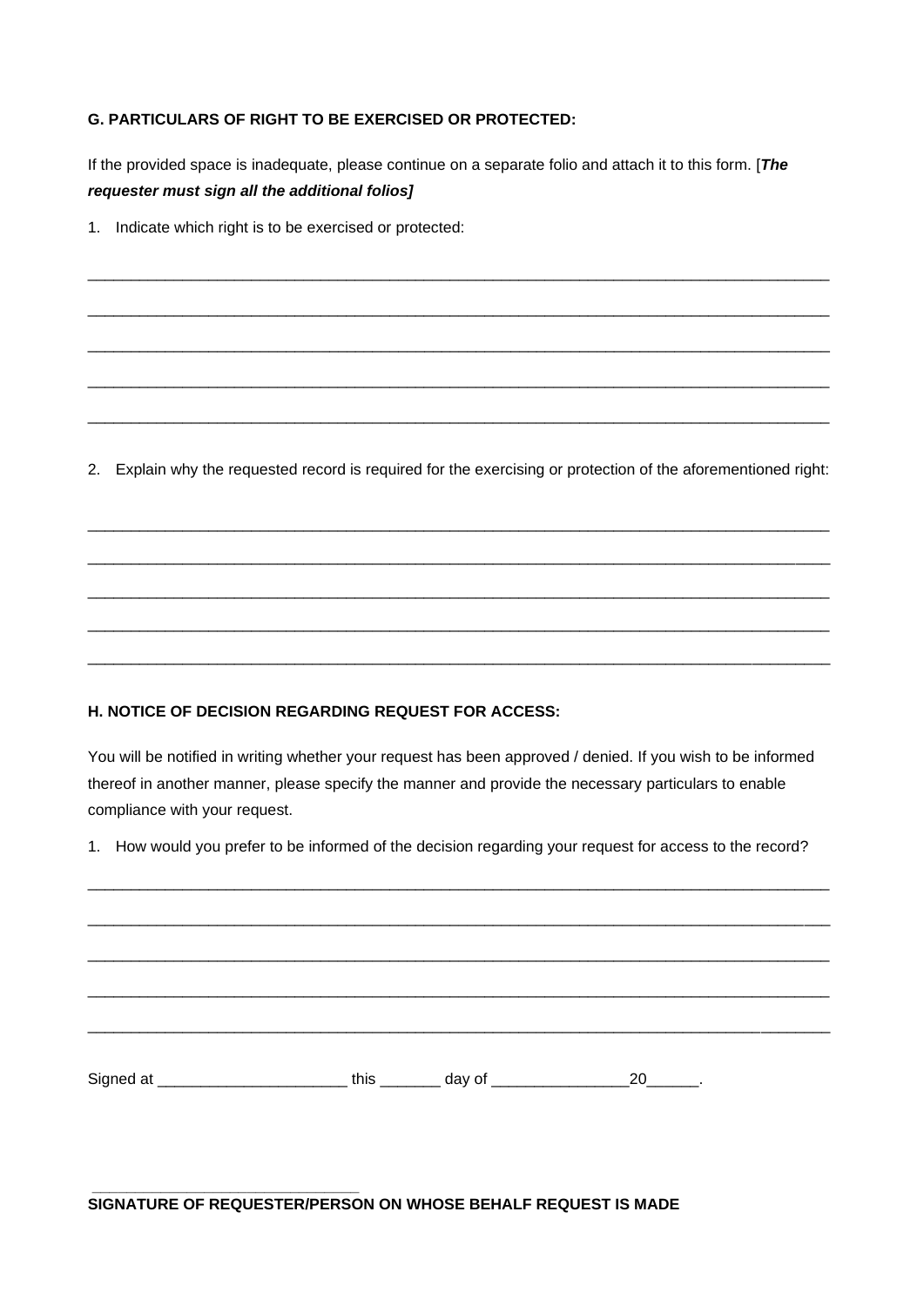**G. PARTICULARS OF RIGHT TO BE EXERCISED OR PROTECTED:**

If the provided space is inadequate, please continue on a separate folio and attach it to this form. [***The requester must sign all the additional folios]***

1. Indicate which right is to be exercised or protected:

_______________________________________________________________________________

_______________________________________________________________________________

_______________________________________________________________________________

_______________________________________________________________________________

_______________________________________________________________________________

2. Explain why the requested record is required for the exercising or protection of the aforementioned right:

_______________________________________________________________________________

_______________________________________________________________________________

_______________________________________________________________________________

_______________________________________________________________________________

_______________________________________________________________________________

**H. NOTICE OF DECISION REGARDING REQUEST FOR ACCESS:**

You will be notified in writing whether your request has been approved / denied. If you wish to be informed thereof in another manner, please specify the manner and provide the necessary particulars to enable compliance with your request.

1. How would you prefer to be informed of the decision regarding your request for access to the record?

_______________________________________________________________________________

_______________________________________________________________________________

_______________________________________________________________________________

_______________________________________________________________________________

_______________________________________________________________________________

Signed at ______________________ this _______ day of ________________20______.

______________________________

**SIGNATURE OF REQUESTER/PERSON ON WHOSE BEHALF REQUEST IS MADE**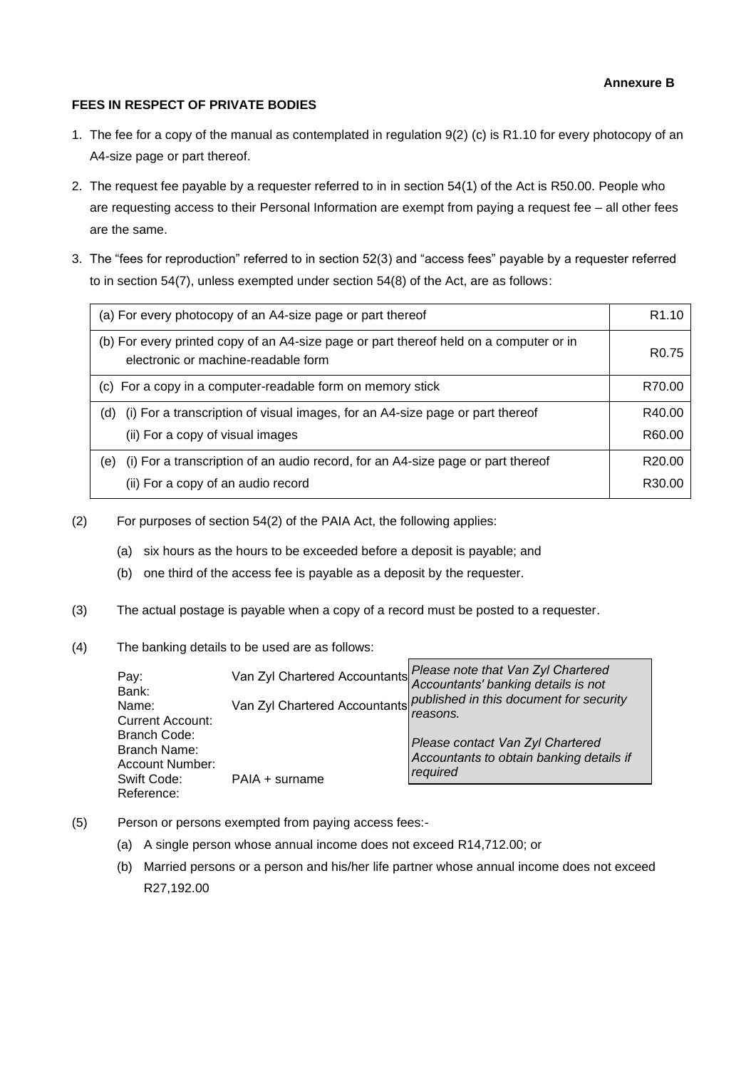**Annexure B**

**FEES IN RESPECT OF PRIVATE BODIES**

1. The fee for a copy of the manual as contemplated in regulation 9(2) (c) is R1.10 for every photocopy of an A4-size page or part thereof.
2. The request fee payable by a requester referred to in in section 54(1) of the Act is R50.00. People who are requesting access to their Personal Information are exempt from paying a request fee – all other fees are the same.
3. The "fees for reproduction" referred to in section 52(3) and "access fees" payable by a requester referred to in section 54(7), unless exempted under section 54(8) of the Act, are as follows:

| | |
|---|---|
| (a) For every photocopy of an A4-size page or part thereof | R1.10 |
| (b) For every printed copy of an A4-size page or part thereof held on a computer or in electronic or machine-readable form | R0.75 |
| (c) For a copy in a computer-readable form on memory stick | R70.00 |
| (d) (i) For a transcription of visual images, for an A4-size page or part thereof<br>(ii) For a copy of visual images | R40.00<br>R60.00 |
| (e) (i) For a transcription of an audio record, for an A4-size page or part thereof<br>(ii) For a copy of an audio record | R20.00<br>R30.00 |

(2) For purposes of section 54(2) of the PAIA Act, the following applies:

(a) six hours as the hours to be exceeded before a deposit is payable; and

(b) one third of the access fee is payable as a deposit by the requester.

(3) The actual postage is payable when a copy of a record must be posted to a requester.

(4) The banking details to be used are as follows:

| | |
|---|---|
| Pay: | Van Zyl Chartered Accountants |
| Bank: | |
| Name: | Van Zyl Chartered Accountants |
| Current Account: | |
| Branch Code: | |
| Branch Name: | |
| Account Number: | |
| Swift Code: | PAIA + surname |
| Reference: | |

*Please note that Van Zyl Chartered Accountants' banking details is not published in this document for security reasons.*

*Please contact Van Zyl Chartered Accountants to obtain banking details if required*

(5) Person or persons exempted from paying access fees:-

(a) A single person whose annual income does not exceed R14,712.00; or

(b) Married persons or a person and his/her life partner whose annual income does not exceed R27,192.00